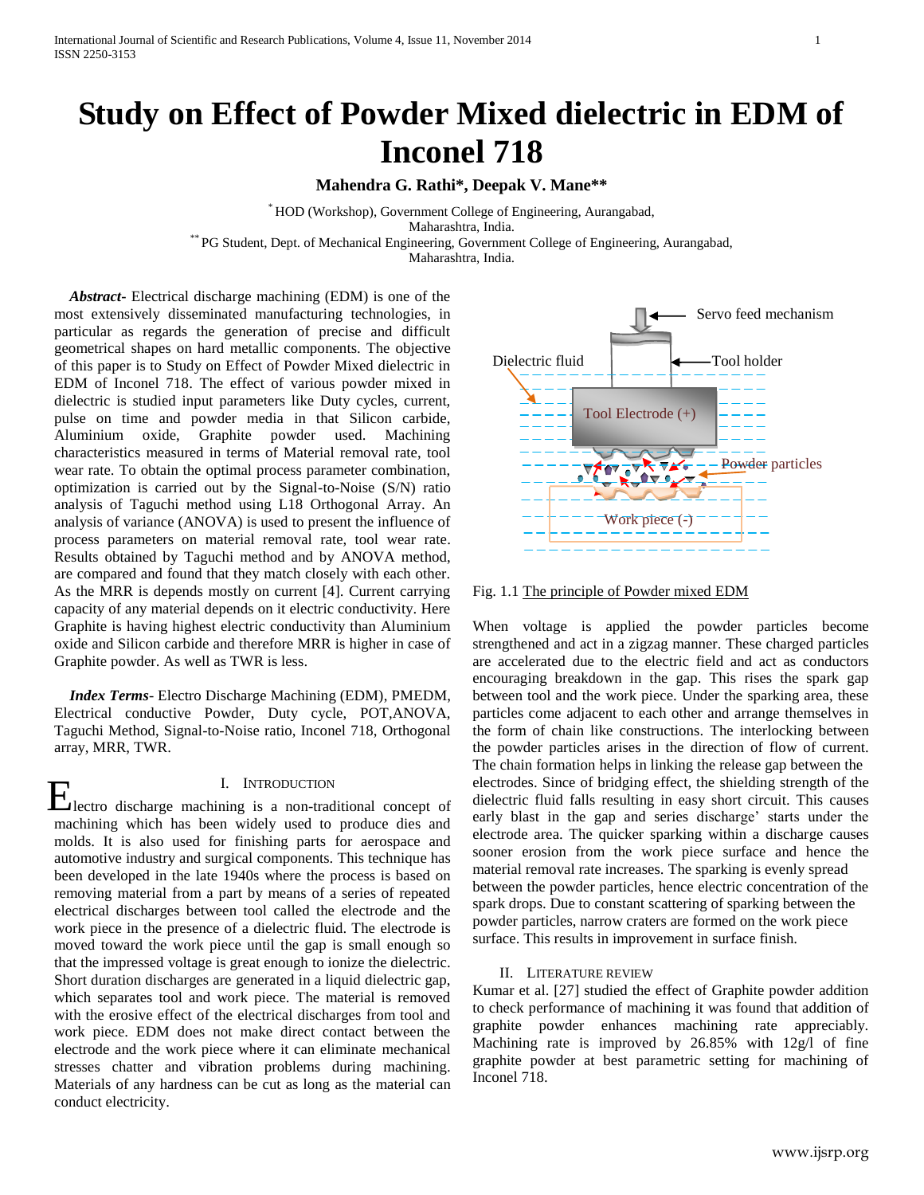# Study on Effect of Powder Mixed dielectric in EDM of Inconel 718

**Mahendra G. Rathi\*, Deepak V. Mane\*\***

\* HOD (Workshop), Government College of Engineering, Aurangabad, Maharashtra, India.
\*\* PG Student, Dept. of Mechanical Engineering, Government College of Engineering, Aurangabad, Maharashtra, India.

***Abstract-*** Electrical discharge machining (EDM) is one of the most extensively disseminated manufacturing technologies, in particular as regards the generation of precise and difficult geometrical shapes on hard metallic components. The objective of this paper is to Study on Effect of Powder Mixed dielectric in EDM of Inconel 718. The effect of various powder mixed in dielectric is studied input parameters like Duty cycles, current, pulse on time and powder media in that Silicon carbide, Aluminium oxide, Graphite powder used. Machining characteristics measured in terms of Material removal rate, tool wear rate. To obtain the optimal process parameter combination, optimization is carried out by the Signal-to-Noise (S/N) ratio analysis of Taguchi method using L18 Orthogonal Array. An analysis of variance (ANOVA) is used to present the influence of process parameters on material removal rate, tool wear rate. Results obtained by Taguchi method and by ANOVA method, are compared and found that they match closely with each other. As the MRR is depends mostly on current [4]. Current carrying capacity of any material depends on it electric conductivity. Here Graphite is having highest electric conductivity than Aluminium oxide and Silicon carbide and therefore MRR is higher in case of Graphite powder. As well as TWR is less.

***Index Terms*-** Electro Discharge Machining (EDM), PMEDM, Electrical conductive Powder, Duty cycle, POT,ANOVA, Taguchi Method, Signal-to-Noise ratio, Inconel 718, Orthogonal array, MRR, TWR.

## I. Introduction

Electro discharge machining is a non-traditional concept of machining which has been widely used to produce dies and molds. It is also used for finishing parts for aerospace and automotive industry and surgical components. This technique has been developed in the late 1940s where the process is based on removing material from a part by means of a series of repeated electrical discharges between tool called the electrode and the work piece in the presence of a dielectric fluid. The electrode is moved toward the work piece until the gap is small enough so that the impressed voltage is great enough to ionize the dielectric. Short duration discharges are generated in a liquid dielectric gap, which separates tool and work piece. The material is removed with the erosive effect of the electrical discharges from tool and work piece. EDM does not make direct contact between the electrode and the work piece where it can eliminate mechanical stresses chatter and vibration problems during machining. Materials of any hardness can be cut as long as the material can conduct electricity.

Servo feed mechanism

Dielectric fluid

Tool holder

Tool Electrode (+)

Powder particles

Work piece (-)

Fig. 1.1 The principle of Powder mixed EDM

When voltage is applied the powder particles become strengthened and act in a zigzag manner. These charged particles are accelerated due to the electric field and act as conductors encouraging breakdown in the gap. This rises the spark gap between tool and the work piece. Under the sparking area, these particles come adjacent to each other and arrange themselves in the form of chain like constructions. The interlocking between the powder particles arises in the direction of flow of current. The chain formation helps in linking the release gap between the electrodes. Since of bridging effect, the shielding strength of the dielectric fluid falls resulting in easy short circuit. This causes early blast in the gap and series discharge' starts under the electrode area. The quicker sparking within a discharge causes sooner erosion from the work piece surface and hence the material removal rate increases. The sparking is evenly spread between the powder particles, hence electric concentration of the spark drops. Due to constant scattering of sparking between the powder particles, narrow craters are formed on the work piece surface. This results in improvement in surface finish.

## II. Literature Review

Kumar et al. [27] studied the effect of Graphite powder addition to check performance of machining it was found that addition of graphite powder enhances machining rate appreciably. Machining rate is improved by 26.85% with 12g/l of fine graphite powder at best parametric setting for machining of Inconel 718.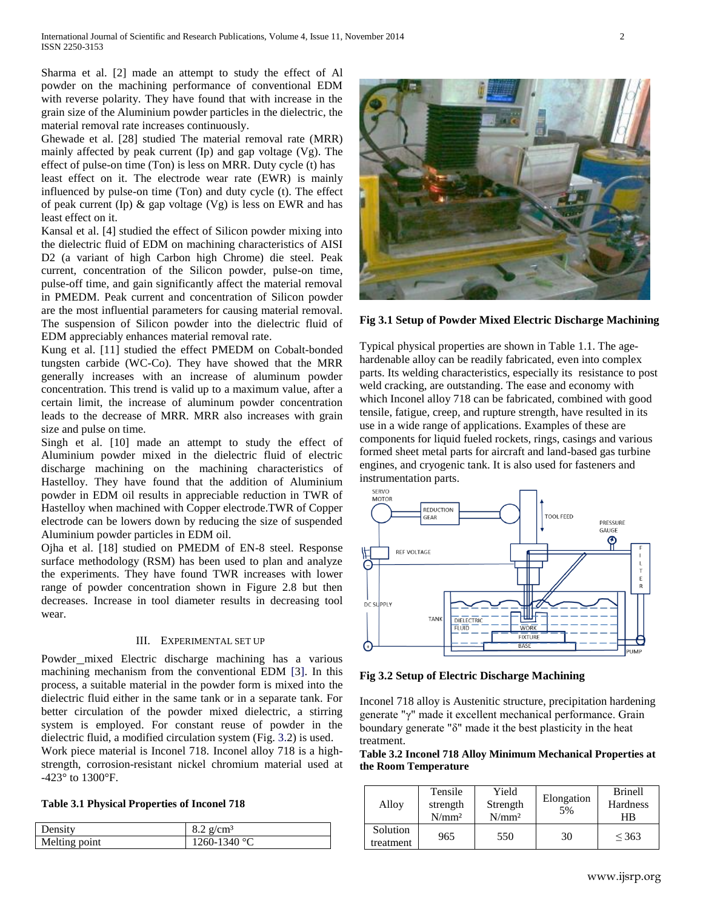Sharma et al. [2] made an attempt to study the effect of Al powder on the machining performance of conventional EDM with reverse polarity. They have found that with increase in the grain size of the Aluminium powder particles in the dielectric, the material removal rate increases continuously.

Ghewade et al. [28] studied The material removal rate (MRR) mainly affected by peak current (Ip) and gap voltage (Vg). The effect of pulse-on time (Ton) is less on MRR. Duty cycle (t) has least effect on it. The electrode wear rate (EWR) is mainly influenced by pulse-on time (Ton) and duty cycle (t). The effect of peak current (Ip) & gap voltage (Vg) is less on EWR and has least effect on it.

Kansal et al. [4] studied the effect of Silicon powder mixing into the dielectric fluid of EDM on machining characteristics of AISI D2 (a variant of high Carbon high Chrome) die steel. Peak current, concentration of the Silicon powder, pulse-on time, pulse-off time, and gain significantly affect the material removal in PMEDM. Peak current and concentration of Silicon powder are the most influential parameters for causing material removal. The suspension of Silicon powder into the dielectric fluid of EDM appreciably enhances material removal rate.

Kung et al. [11] studied the effect PMEDM on Cobalt-bonded tungsten carbide (WC-Co). They have showed that the MRR generally increases with an increase of aluminum powder concentration. This trend is valid up to a maximum value, after a certain limit, the increase of aluminum powder concentration leads to the decrease of MRR. MRR also increases with grain size and pulse on time.

Singh et al. [10] made an attempt to study the effect of Aluminium powder mixed in the dielectric fluid of electric discharge machining on the machining characteristics of Hastelloy. They have found that the addition of Aluminium powder in EDM oil results in appreciable reduction in TWR of Hastelloy when machined with Copper electrode.TWR of Copper electrode can be lowers down by reducing the size of suspended Aluminium powder particles in EDM oil.

Ojha et al. [18] studied on PMEDM of EN-8 steel. Response surface methodology (RSM) has been used to plan and analyze the experiments. They have found TWR increases with lower range of powder concentration shown in Figure 2.8 but then decreases. Increase in tool diameter results in decreasing tool wear.

## III. Experimental Set Up

Powder_mixed Electric discharge machining has a various machining mechanism from the conventional EDM [3]. In this process, a suitable material in the powder form is mixed into the dielectric fluid either in the same tank or in a separate tank. For better circulation of the powder mixed dielectric, a stirring system is employed. For constant reuse of powder in the dielectric fluid, a modified circulation system (Fig. 3.2) is used.

Work piece material is Inconel 718. Inconel alloy 718 is a high-strength, corrosion-resistant nickel chromium material used at -423° to 1300°F.

**Table 3.1 Physical Properties of Inconel 718**

| | |
|---|---|
| Density | 8.2 g/cm³ |
| Melting point | 1260-1340 °C |

**Fig 3.1 Setup of Powder Mixed Electric Discharge Machining**

Typical physical properties are shown in Table 1.1. The age-hardenable alloy can be readily fabricated, even into complex parts. Its welding characteristics, especially its resistance to post weld cracking, are outstanding. The ease and economy with which Inconel alloy 718 can be fabricated, combined with good tensile, fatigue, creep, and rupture strength, have resulted in its use in a wide range of applications. Examples of these are components for liquid fueled rockets, rings, casings and various formed sheet metal parts for aircraft and land-based gas turbine engines, and cryogenic tank. It is also used for fasteners and instrumentation parts.

**Fig 3.2 Setup of Electric Discharge Machining**

Inconel 718 alloy is Austenitic structure, precipitation hardening generate "γ" made it excellent mechanical performance. Grain boundary generate "δ" made it the best plasticity in the heat treatment.

**Table 3.2 Inconel 718 Alloy Minimum Mechanical Properties at the Room Temperature**

| Alloy | Tensile strength N/mm² | Yield Strength N/mm² | Elongation 5% | Brinell Hardness HB |
|---|---|---|---|---|
| Solution treatment | 965 | 550 | 30 | ≤ 363 |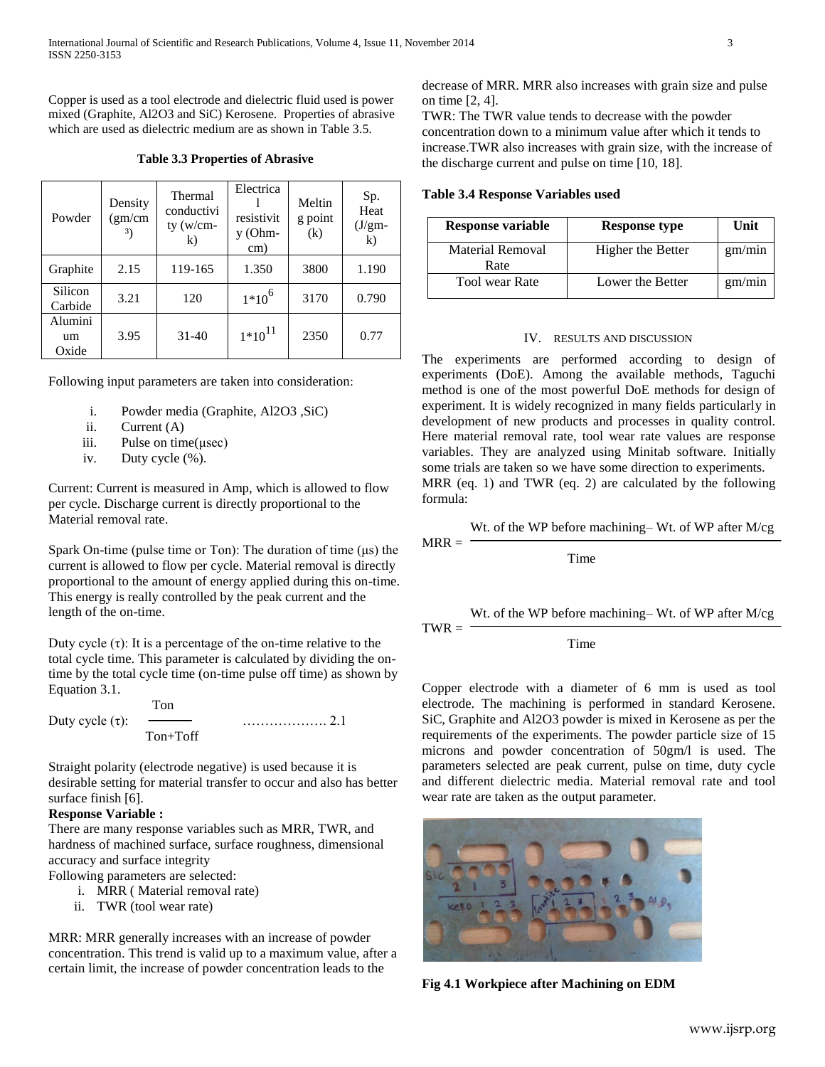Copper is used as a tool electrode and dielectric fluid used is power mixed (Graphite, Al2O3 and SiC) Kerosene. Properties of abrasive which are used as dielectric medium are as shown in Table 3.5.

**Table 3.3 Properties of Abrasive**

| Powder | Density (gm/cm³) | Thermal conductivity (w/cm-k) | Electrical resistivity (Ohm-cm) | Melting point (k) | Sp. Heat (J/gm-k) |
|---|---|---|---|---|---|
| Graphite | 2.15 | 119-165 | 1.350 | 3800 | 1.190 |
| Silicon Carbide | 3.21 | 120 | $1*10^6$ | 3170 | 0.790 |
| Aluminium Oxide | 3.95 | 31-40 | $1*10^{11}$ | 2350 | 0.77 |

Following input parameters are taken into consideration:

i. Powder media (Graphite, Al2O3 ,SiC)
ii. Current (A)
iii. Pulse on time(µsec)
iv. Duty cycle (%).

Current: Current is measured in Amp, which is allowed to flow per cycle. Discharge current is directly proportional to the Material removal rate.

Spark On-time (pulse time or Ton): The duration of time (µs) the current is allowed to flow per cycle. Material removal is directly proportional to the amount of energy applied during this on-time. This energy is really controlled by the peak current and the length of the on-time.

Duty cycle (τ): It is a percentage of the on-time relative to the total cycle time. This parameter is calculated by dividing the on-time by the total cycle time (on-time pulse off time) as shown by Equation 3.1.

$$\text{Duty cycle } (\tau): \frac{Ton}{Ton+Toff} \quad \ldots\ldots\ldots\ldots\ldots\ldots\ 2.1$$

Straight polarity (electrode negative) is used because it is desirable setting for material transfer to occur and also has better surface finish [6].

**Response Variable :**

There are many response variables such as MRR, TWR, and hardness of machined surface, surface roughness, dimensional accuracy and surface integrity

Following parameters are selected:

i. MRR ( Material removal rate)
ii. TWR (tool wear rate)

MRR: MRR generally increases with an increase of powder concentration. This trend is valid up to a maximum value, after a certain limit, the increase of powder concentration leads to the decrease of MRR. MRR also increases with grain size and pulse on time [2, 4].

TWR: The TWR value tends to decrease with the powder concentration down to a minimum value after which it tends to increase.TWR also increases with grain size, with the increase of the discharge current and pulse on time [10, 18].

**Table 3.4 Response Variables used**

| Response variable | Response type | Unit |
|---|---|---|
| Material Removal Rate | Higher the Better | gm/min |
| Tool wear Rate | Lower the Better | gm/min |

## IV. Results and Discussion

The experiments are performed according to design of experiments (DoE). Among the available methods, Taguchi method is one of the most powerful DoE methods for design of experiment. It is widely recognized in many fields particularly in development of new products and processes in quality control. Here material removal rate, tool wear rate values are response variables. They are analyzed using Minitab software. Initially some trials are taken so we have some direction to experiments. MRR (eq. 1) and TWR (eq. 2) are calculated by the following formula:

$$MRR = \frac{\text{Wt. of the WP before machining} - \text{Wt. of WP after M/cg}}{\text{Time}}$$

$$TWR = \frac{\text{Wt. of the WP before machining} - \text{Wt. of WP after M/cg}}{\text{Time}}$$

Copper electrode with a diameter of 6 mm is used as tool electrode. The machining is performed in standard Kerosene. SiC, Graphite and Al2O3 powder is mixed in Kerosene as per the requirements of the experiments. The powder particle size of 15 microns and powder concentration of 50gm/l is used. The parameters selected are peak current, pulse on time, duty cycle and different dielectric media. Material removal rate and tool wear rate are taken as the output parameter.

**Fig 4.1 Workpiece after Machining on EDM**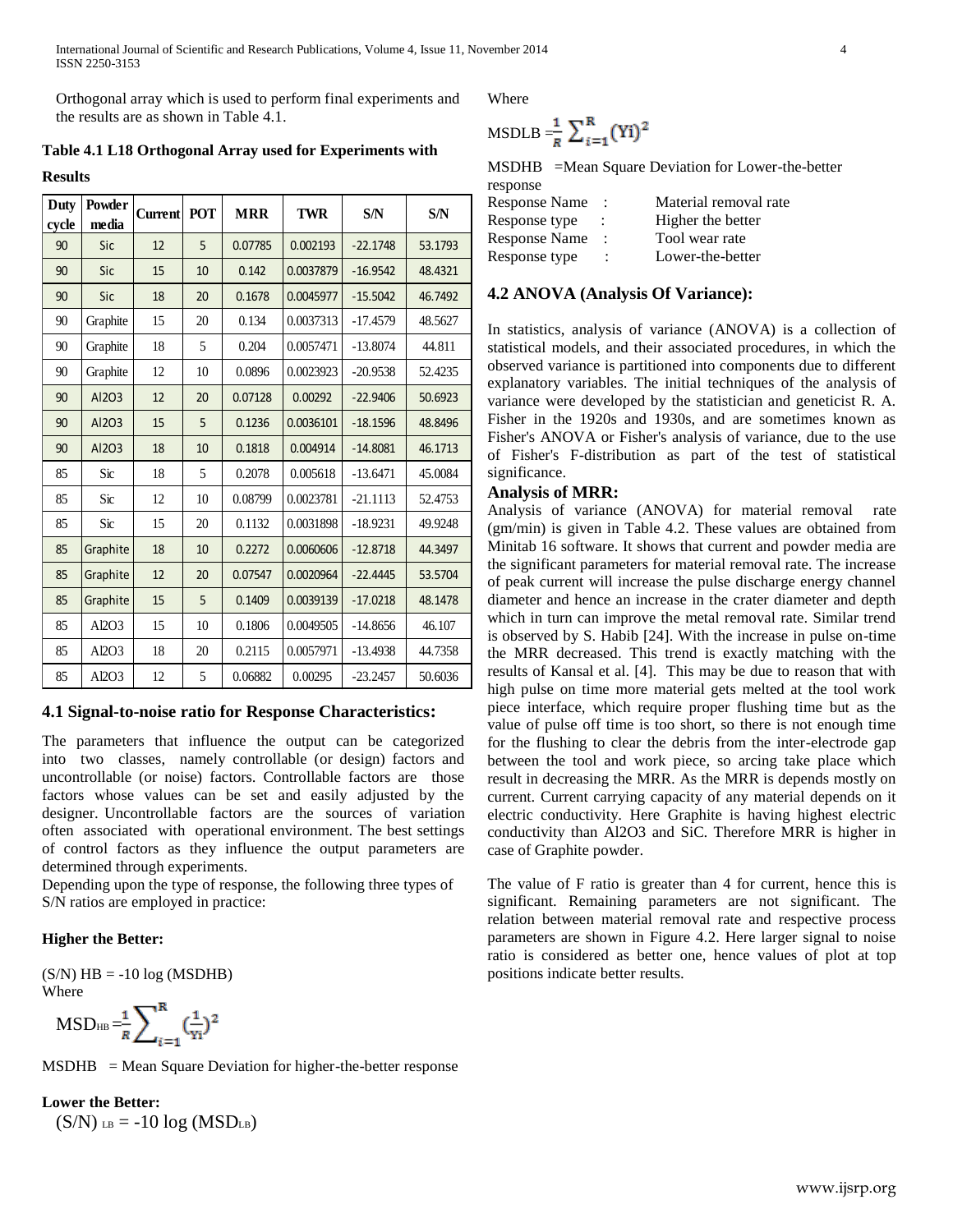Orthogonal array which is used to perform final experiments and the results are as shown in Table 4.1.

**Table 4.1 L18 Orthogonal Array used for Experiments with Results**

| Duty cycle | Powder media | Current | POT | MRR | TWR | S/N | S/N |
|---|---|---|---|---|---|---|---|
| 90 | Sic | 12 | 5 | 0.07785 | 0.002193 | -22.1748 | 53.1793 |
| 90 | Sic | 15 | 10 | 0.142 | 0.0037879 | -16.9542 | 48.4321 |
| 90 | Sic | 18 | 20 | 0.1678 | 0.0045977 | -15.5042 | 46.7492 |
| 90 | Graphite | 15 | 20 | 0.134 | 0.0037313 | -17.4579 | 48.5627 |
| 90 | Graphite | 18 | 5 | 0.204 | 0.0057471 | -13.8074 | 44.811 |
| 90 | Graphite | 12 | 10 | 0.0896 | 0.0023923 | -20.9538 | 52.4235 |
| 90 | Al2O3 | 12 | 20 | 0.07128 | 0.00292 | -22.9406 | 50.6923 |
| 90 | Al2O3 | 15 | 5 | 0.1236 | 0.0036101 | -18.1596 | 48.8496 |
| 90 | Al2O3 | 18 | 10 | 0.1818 | 0.004914 | -14.8081 | 46.1713 |
| 85 | Sic | 18 | 5 | 0.2078 | 0.005618 | -13.6471 | 45.0084 |
| 85 | Sic | 12 | 10 | 0.08799 | 0.0023781 | -21.1113 | 52.4753 |
| 85 | Sic | 15 | 20 | 0.1132 | 0.0031898 | -18.9231 | 49.9248 |
| 85 | Graphite | 18 | 10 | 0.2272 | 0.0060606 | -12.8718 | 44.3497 |
| 85 | Graphite | 12 | 20 | 0.07547 | 0.0020964 | -22.4445 | 53.5704 |
| 85 | Graphite | 15 | 5 | 0.1409 | 0.0039139 | -17.0218 | 48.1478 |
| 85 | Al2O3 | 15 | 10 | 0.1806 | 0.0049505 | -14.8656 | 46.107 |
| 85 | Al2O3 | 18 | 20 | 0.2115 | 0.0057971 | -13.4938 | 44.7358 |
| 85 | Al2O3 | 12 | 5 | 0.06882 | 0.00295 | -23.2457 | 50.6036 |

### 4.1 Signal-to-noise ratio for Response Characteristics:

The parameters that influence the output can be categorized into two classes, namely controllable (or design) factors and uncontrollable (or noise) factors. Controllable factors are those factors whose values can be set and easily adjusted by the designer. Uncontrollable factors are the sources of variation often associated with operational environment. The best settings of control factors as they influence the output parameters are determined through experiments.

Depending upon the type of response, the following three types of S/N ratios are employed in practice:

**Higher the Better:**

$(S/N)\ HB = -10 \log (MSDHB)$

Where

$$MSD_{HB} = \frac{1}{R}\sum_{i=1}^{R}\left(\frac{1}{Yi}\right)^2$$

MSDHB = Mean Square Deviation for higher-the-better response

**Lower the Better:**

$(S/N)_{LB} = -10 \log (MSD_{LB})$

Where

$$MSDLB = \frac{1}{R}\sum_{i=1}^{R}(Yi)^2$$

MSDHB =Mean Square Deviation for Lower-the-better response

Response Name : Material removal rate
Response type : Higher the better
Response Name : Tool wear rate
Response type : Lower-the-better

### 4.2 ANOVA (Analysis Of Variance):

In statistics, analysis of variance (ANOVA) is a collection of statistical models, and their associated procedures, in which the observed variance is partitioned into components due to different explanatory variables. The initial techniques of the analysis of variance were developed by the statistician and geneticist R. A. Fisher in the 1920s and 1930s, and are sometimes known as Fisher's ANOVA or Fisher's analysis of variance, due to the use of Fisher's F-distribution as part of the test of statistical significance.

**Analysis of MRR:**

Analysis of variance (ANOVA) for material removal rate (gm/min) is given in Table 4.2. These values are obtained from Minitab 16 software. It shows that current and powder media are the significant parameters for material removal rate. The increase of peak current will increase the pulse discharge energy channel diameter and hence an increase in the crater diameter and depth which in turn can improve the metal removal rate. Similar trend is observed by S. Habib [24]. With the increase in pulse on-time the MRR decreased. This trend is exactly matching with the results of Kansal et al. [4]. This may be due to reason that with high pulse on time more material gets melted at the tool work piece interface, which require proper flushing time but as the value of pulse off time is too short, so there is not enough time for the flushing to clear the debris from the inter-electrode gap between the tool and work piece, so arcing take place which result in decreasing the MRR. As the MRR is depends mostly on current. Current carrying capacity of any material depends on it electric conductivity. Here Graphite is having highest electric conductivity than Al2O3 and SiC. Therefore MRR is higher in case of Graphite powder.

The value of F ratio is greater than 4 for current, hence this is significant. Remaining parameters are not significant. The relation between material removal rate and respective process parameters are shown in Figure 4.2. Here larger signal to noise ratio is considered as better one, hence values of plot at top positions indicate better results.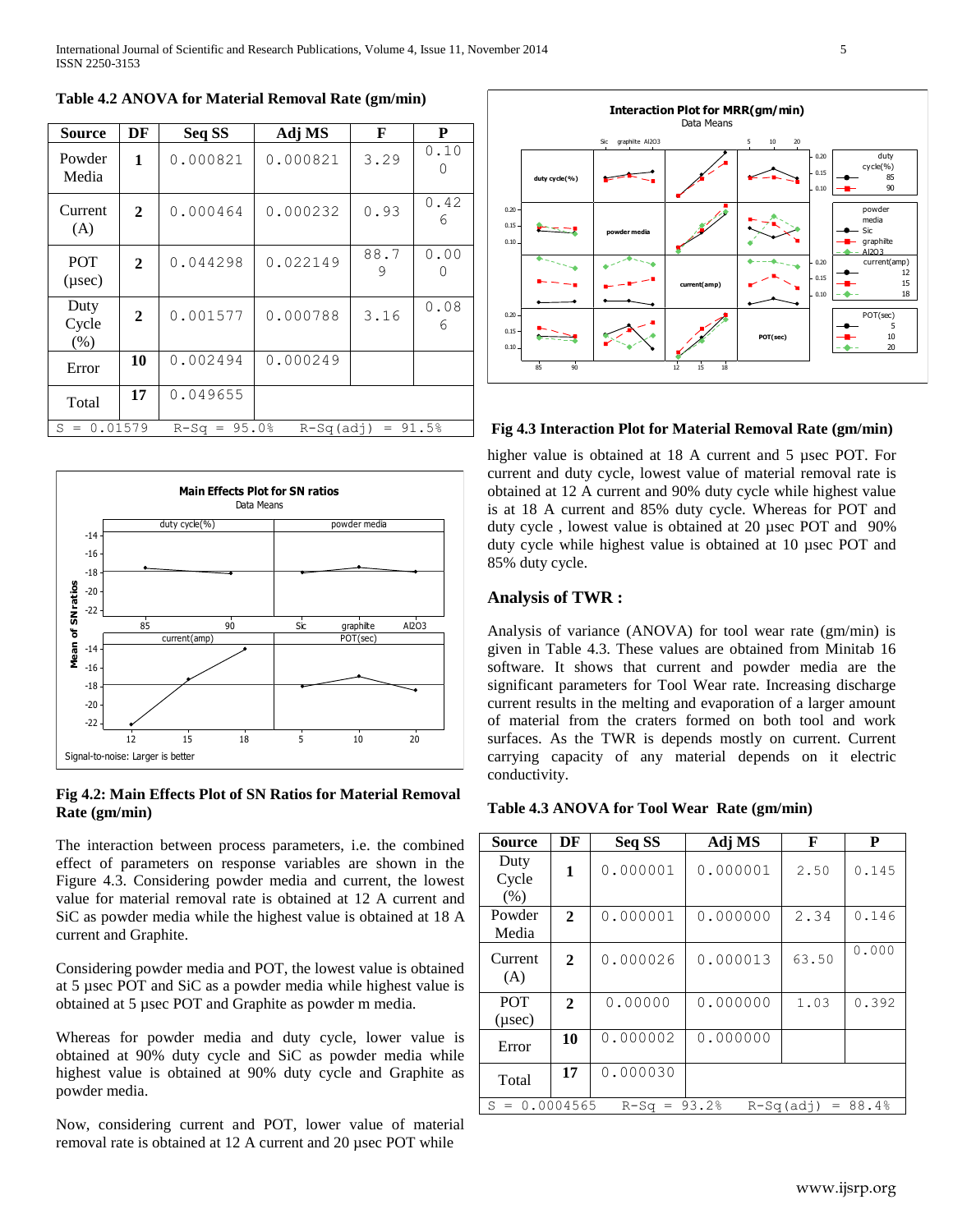**Table 4.2 ANOVA for Material Removal Rate (gm/min)**

| Source | DF | Seq SS | Adj MS | F | P |
|---|---|---|---|---|---|
| Powder Media | 1 | 0.000821 | 0.000821 | 3.29 | 0.100 |
| Current (A) | 2 | 0.000464 | 0.000232 | 0.93 | 0.426 |
| POT (µsec) | 2 | 0.044298 | 0.022149 | 88.79 | 0.000 |
| Duty Cycle (%) | 2 | 0.001577 | 0.000788 | 3.16 | 0.086 |
| Error | 10 | 0.002494 | 0.000249 | | |
| Total | 17 | 0.049655 | | | |
| S = 0.01579 | R-Sq = 95.0% | R-Sq(adj) = 91.5% | | | |

**Fig 4.2: Main Effects Plot of SN Ratios for Material Removal Rate (gm/min)**

The interaction between process parameters, i.e. the combined effect of parameters on response variables are shown in the Figure 4.3. Considering powder media and current, the lowest value for material removal rate is obtained at 12 A current and SiC as powder media while the highest value is obtained at 18 A current and Graphite.

Considering powder media and POT, the lowest value is obtained at 5 µsec POT and SiC as a powder media while highest value is obtained at 5 µsec POT and Graphite as powder m media.

Whereas for powder media and duty cycle, lower value is obtained at 90% duty cycle and SiC as powder media while highest value is obtained at 90% duty cycle and Graphite as powder media.

Now, considering current and POT, lower value of material removal rate is obtained at 12 A current and 20 µsec POT while higher value is obtained at 18 A current and 5 µsec POT. For current and duty cycle, lowest value of material removal rate is obtained at 12 A current and 90% duty cycle while highest value is at 18 A current and 85% duty cycle. Whereas for POT and duty cycle , lowest value is obtained at 20 µsec POT and 90% duty cycle while highest value is obtained at 10 µsec POT and 85% duty cycle.

**Fig 4.3 Interaction Plot for Material Removal Rate (gm/min)**

## Analysis of TWR :

Analysis of variance (ANOVA) for tool wear rate (gm/min) is given in Table 4.3. These values are obtained from Minitab 16 software. It shows that current and powder media are the significant parameters for Tool Wear rate. Increasing discharge current results in the melting and evaporation of a larger amount of material from the craters formed on both tool and work surfaces. As the TWR is depends mostly on current. Current carrying capacity of any material depends on it electric conductivity.

**Table 4.3 ANOVA for Tool Wear Rate (gm/min)**

| Source | DF | Seq SS | Adj MS | F | P |
|---|---|---|---|---|---|
| Duty Cycle (%) | 1 | 0.000001 | 0.000001 | 2.50 | 0.145 |
| Powder Media | 2 | 0.000001 | 0.000000 | 2.34 | 0.146 |
| Current (A) | 2 | 0.000026 | 0.000013 | 63.50 | 0.000 |
| POT (µsec) | 2 | 0.00000 | 0.000000 | 1.03 | 0.392 |
| Error | 10 | 0.000002 | 0.000000 | | |
| Total | 17 | 0.000030 | | | |
| S = 0.0004565 | R-Sq = 93.2% | R-Sq(adj) = 88.4% | | | |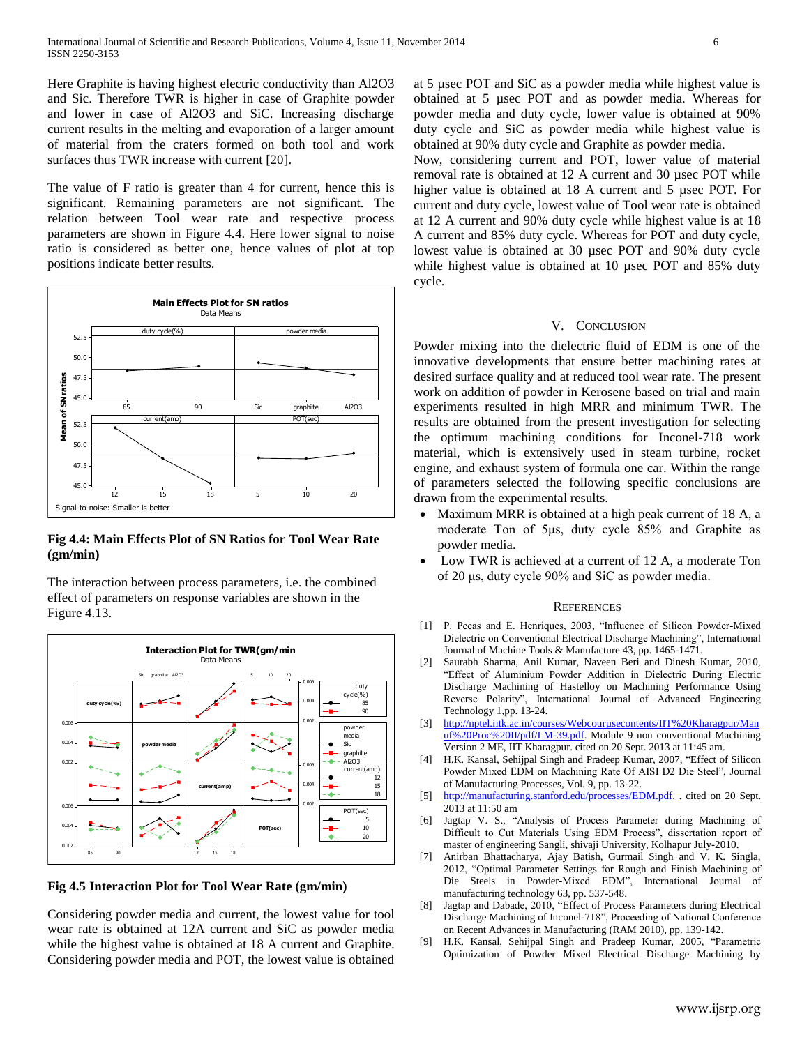Here Graphite is having highest electric conductivity than Al2O3 and Sic. Therefore TWR is higher in case of Graphite powder and lower in case of Al2O3 and SiC. Increasing discharge current results in the melting and evaporation of a larger amount of material from the craters formed on both tool and work surfaces thus TWR increase with current [20].

The value of F ratio is greater than 4 for current, hence this is significant. Remaining parameters are not significant. The relation between Tool wear rate and respective process parameters are shown in Figure 4.4. Here lower signal to noise ratio is considered as better one, hence values of plot at top positions indicate better results.

**Fig 4.4: Main Effects Plot of SN Ratios for Tool Wear Rate (gm/min)**

The interaction between process parameters, i.e. the combined effect of parameters on response variables are shown in the Figure 4.13.

**Fig 4.5 Interaction Plot for Tool Wear Rate (gm/min)**

Considering powder media and current, the lowest value for tool wear rate is obtained at 12A current and SiC as powder media while the highest value is obtained at 18 A current and Graphite. Considering powder media and POT, the lowest value is obtained at 5 µsec POT and SiC as a powder media while highest value is obtained at 5 µsec POT and as powder media. Whereas for powder media and duty cycle, lower value is obtained at 90% duty cycle and SiC as powder media while highest value is obtained at 90% duty cycle and Graphite as powder media.

Now, considering current and POT, lower value of material removal rate is obtained at 12 A current and 30 µsec POT while higher value is obtained at 18 A current and 5 µsec POT. For current and duty cycle, lowest value of Tool wear rate is obtained at 12 A current and 90% duty cycle while highest value is at 18 A current and 85% duty cycle. Whereas for POT and duty cycle, lowest value is obtained at 30 µsec POT and 90% duty cycle while highest value is obtained at 10 µsec POT and 85% duty cycle.

## V. Conclusion

Powder mixing into the dielectric fluid of EDM is one of the innovative developments that ensure better machining rates at desired surface quality and at reduced tool wear rate. The present work on addition of powder in Kerosene based on trial and main experiments resulted in high MRR and minimum TWR. The results are obtained from the present investigation for selecting the optimum machining conditions for Inconel-718 work material, which is extensively used in steam turbine, rocket engine, and exhaust system of formula one car. Within the range of parameters selected the following specific conclusions are drawn from the experimental results.

- Maximum MRR is obtained at a high peak current of 18 A, a moderate Ton of 5µs, duty cycle 85% and Graphite as powder media.
- Low TWR is achieved at a current of 12 A, a moderate Ton of 20 µs, duty cycle 90% and SiC as powder media.

## References

[1] P. Pecas and E. Henriques, 2003, "Influence of Silicon Powder-Mixed Dielectric on Conventional Electrical Discharge Machining", International Journal of Machine Tools & Manufacture 43, pp. 1465-1471.

[2] Saurabh Sharma, Anil Kumar, Naveen Beri and Dinesh Kumar, 2010, "Effect of Aluminium Powder Addition in Dielectric During Electric Discharge Machining of Hastelloy on Machining Performance Using Reverse Polarity", International Journal of Advanced Engineering Technology 1,pp. 13-24.

[3] http://nptel.iitk.ac.in/courses/Webcourµsecontents/IIT%20Kharagpur/Manuf%20Proc%20II/pdf/LM-39.pdf. Module 9 non conventional Machining Version 2 ME, IIT Kharagpur. cited on 20 Sept. 2013 at 11:45 am.

[4] H.K. Kansal, Sehijpal Singh and Pradeep Kumar, 2007, "Effect of Silicon Powder Mixed EDM on Machining Rate Of AISI D2 Die Steel", Journal of Manufacturing Processes, Vol. 9, pp. 13-22.

[5] http://manufacturing.stanford.edu/processes/EDM.pdf. . cited on 20 Sept. 2013 at 11:50 am

[6] Jagtap V. S., "Analysis of Process Parameter during Machining of Difficult to Cut Materials Using EDM Process", dissertation report of master of engineering Sangli, shivaji University, Kolhapur July-2010.

[7] Anirban Bhattacharya, Ajay Batish, Gurmail Singh and V. K. Singla, 2012, "Optimal Parameter Settings for Rough and Finish Machining of Die Steels in Powder-Mixed EDM", International Journal of manufacturing technology 63, pp. 537-548.

[8] Jagtap and Dabade, 2010, "Effect of Process Parameters during Electrical Discharge Machining of Inconel-718", Proceeding of National Conference on Recent Advances in Manufacturing (RAM 2010), pp. 139-142.

[9] H.K. Kansal, Sehijpal Singh and Pradeep Kumar, 2005, "Parametric Optimization of Powder Mixed Electrical Discharge Machining by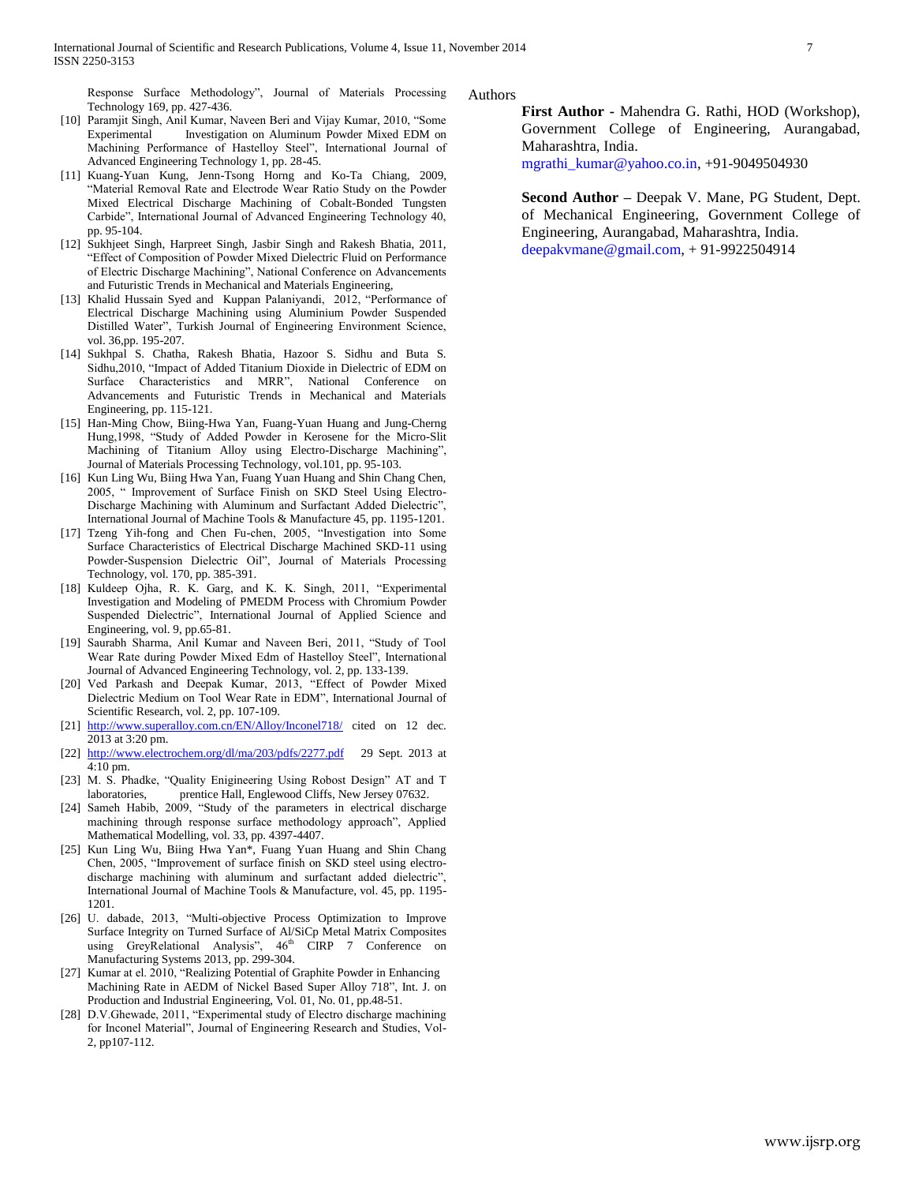Response Surface Methodology", Journal of Materials Processing Technology 169, pp. 427-436.

[10] Paramjit Singh, Anil Kumar, Naveen Beri and Vijay Kumar, 2010, "Some Experimental Investigation on Aluminum Powder Mixed EDM on Machining Performance of Hastelloy Steel", International Journal of Advanced Engineering Technology 1, pp. 28-45.

[11] Kuang-Yuan Kung, Jenn-Tsong Horng and Ko-Ta Chiang, 2009, "Material Removal Rate and Electrode Wear Ratio Study on the Powder Mixed Electrical Discharge Machining of Cobalt-Bonded Tungsten Carbide", International Journal of Advanced Engineering Technology 40, pp. 95-104.

[12] Sukhjeet Singh, Harpreet Singh, Jasbir Singh and Rakesh Bhatia, 2011, "Effect of Composition of Powder Mixed Dielectric Fluid on Performance of Electric Discharge Machining", National Conference on Advancements and Futuristic Trends in Mechanical and Materials Engineering,

[13] Khalid Hussain Syed and Kuppan Palaniyandi, 2012, "Performance of Electrical Discharge Machining using Aluminium Powder Suspended Distilled Water", Turkish Journal of Engineering Environment Science, vol. 36,pp. 195-207.

[14] Sukhpal S. Chatha, Rakesh Bhatia, Hazoor S. Sidhu and Buta S. Sidhu,2010, "Impact of Added Titanium Dioxide in Dielectric of EDM on Surface Characteristics and MRR", National Conference on Advancements and Futuristic Trends in Mechanical and Materials Engineering, pp. 115-121.

[15] Han-Ming Chow, Biing-Hwa Yan, Fuang-Yuan Huang and Jung-Cherng Hung,1998, "Study of Added Powder in Kerosene for the Micro-Slit Machining of Titanium Alloy using Electro-Discharge Machining", Journal of Materials Processing Technology, vol.101, pp. 95-103.

[16] Kun Ling Wu, Biing Hwa Yan, Fuang Yuan Huang and Shin Chang Chen, 2005, " Improvement of Surface Finish on SKD Steel Using Electro-Discharge Machining with Aluminum and Surfactant Added Dielectric", International Journal of Machine Tools & Manufacture 45, pp. 1195-1201.

[17] Tzeng Yih-fong and Chen Fu-chen, 2005, "Investigation into Some Surface Characteristics of Electrical Discharge Machined SKD-11 using Powder-Suspension Dielectric Oil", Journal of Materials Processing Technology, vol. 170, pp. 385-391.

[18] Kuldeep Ojha, R. K. Garg, and K. K. Singh, 2011, "Experimental Investigation and Modeling of PMEDM Process with Chromium Powder Suspended Dielectric", International Journal of Applied Science and Engineering, vol. 9, pp.65-81.

[19] Saurabh Sharma, Anil Kumar and Naveen Beri, 2011, "Study of Tool Wear Rate during Powder Mixed Edm of Hastelloy Steel", International Journal of Advanced Engineering Technology, vol. 2, pp. 133-139.

[20] Ved Parkash and Deepak Kumar, 2013, "Effect of Powder Mixed Dielectric Medium on Tool Wear Rate in EDM", International Journal of Scientific Research, vol. 2, pp. 107-109.

[21] http://www.superalloy.com.cn/EN/Alloy/Inconel718/ cited on 12 dec. 2013 at 3:20 pm.

[22] http://www.electrochem.org/dl/ma/203/pdfs/2277.pdf 29 Sept. 2013 at 4:10 pm.

[23] M. S. Phadke, "Quality Enigineering Using Robost Design" AT and T laboratories, prentice Hall, Englewood Cliffs, New Jersey 07632.

[24] Sameh Habib, 2009, "Study of the parameters in electrical discharge machining through response surface methodology approach", Applied Mathematical Modelling, vol. 33, pp. 4397-4407.

[25] Kun Ling Wu, Biing Hwa Yan*, Fuang Yuan Huang and Shin Chang Chen, 2005, "Improvement of surface finish on SKD steel using electro-discharge machining with aluminum and surfactant added dielectric", International Journal of Machine Tools & Manufacture, vol. 45, pp. 1195-1201.

[26] U. dabade, 2013, "Multi-objective Process Optimization to Improve Surface Integrity on Turned Surface of Al/SiCp Metal Matrix Composites using GreyRelational Analysis", 46th CIRP 7 Conference on Manufacturing Systems 2013, pp. 299-304.

[27] Kumar at el. 2010, "Realizing Potential of Graphite Powder in Enhancing Machining Rate in AEDM of Nickel Based Super Alloy 718", Int. J. on Production and Industrial Engineering, Vol. 01, No. 01, pp.48-51.

[28] D.V.Ghewade, 2011, "Experimental study of Electro discharge machining for Inconel Material", Journal of Engineering Research and Studies, Vol-2, pp107-112.

Authors

**First Author** - Mahendra G. Rathi, HOD (Workshop), Government College of Engineering, Aurangabad, Maharashtra, India.
mgrathi_kumar@yahoo.co.in, +91-9049504930

**Second Author** – Deepak V. Mane, PG Student, Dept. of Mechanical Engineering, Government College of Engineering, Aurangabad, Maharashtra, India.
deepakvmane@gmail.com, + 91-9922504914